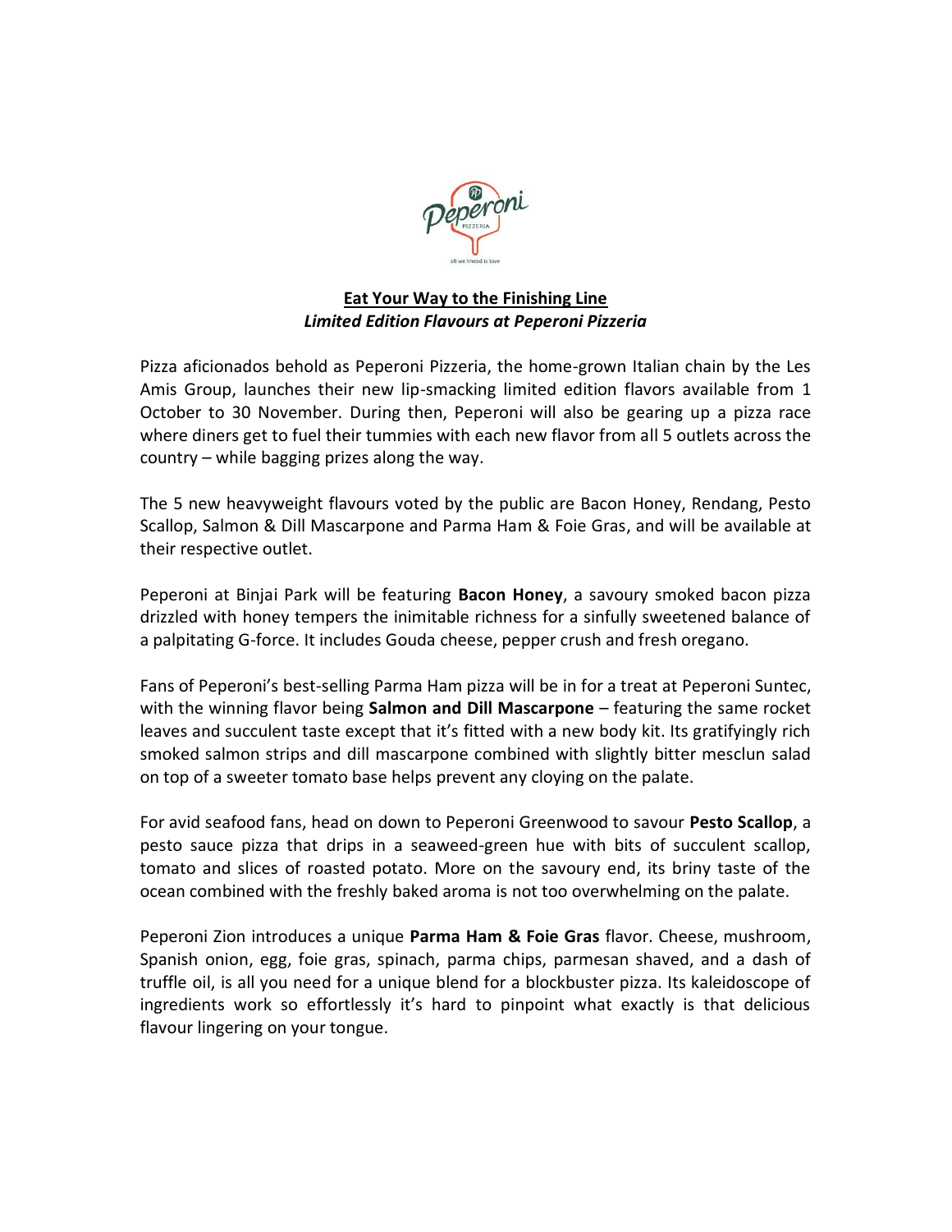**Eat Your Way to the Finishing Line**

***Limited Edition Flavours at Peperoni Pizzeria***

Pizza aficionados behold as Peperoni Pizzeria, the home-grown Italian chain by the Les Amis Group, launches their new lip-smacking limited edition flavors available from 1 October to 30 November. During then, Peperoni will also be gearing up a pizza race where diners get to fuel their tummies with each new flavor from all 5 outlets across the country – while bagging prizes along the way.

The 5 new heavyweight flavours voted by the public are Bacon Honey, Rendang, Pesto Scallop, Salmon & Dill Mascarpone and Parma Ham & Foie Gras, and will be available at their respective outlet.

Peperoni at Binjai Park will be featuring **Bacon Honey**, a savoury smoked bacon pizza drizzled with honey tempers the inimitable richness for a sinfully sweetened balance of a palpitating G-force. It includes Gouda cheese, pepper crush and fresh oregano.

Fans of Peperoni's best-selling Parma Ham pizza will be in for a treat at Peperoni Suntec, with the winning flavor being **Salmon and Dill Mascarpone** – featuring the same rocket leaves and succulent taste except that it's fitted with a new body kit. Its gratifyingly rich smoked salmon strips and dill mascarpone combined with slightly bitter mesclun salad on top of a sweeter tomato base helps prevent any cloying on the palate.

For avid seafood fans, head on down to Peperoni Greenwood to savour **Pesto Scallop**, a pesto sauce pizza that drips in a seaweed-green hue with bits of succulent scallop, tomato and slices of roasted potato. More on the savoury end, its briny taste of the ocean combined with the freshly baked aroma is not too overwhelming on the palate.

Peperoni Zion introduces a unique **Parma Ham & Foie Gras** flavor. Cheese, mushroom, Spanish onion, egg, foie gras, spinach, parma chips, parmesan shaved, and a dash of truffle oil, is all you need for a unique blend for a blockbuster pizza. Its kaleidoscope of ingredients work so effortlessly it's hard to pinpoint what exactly is that delicious flavour lingering on your tongue.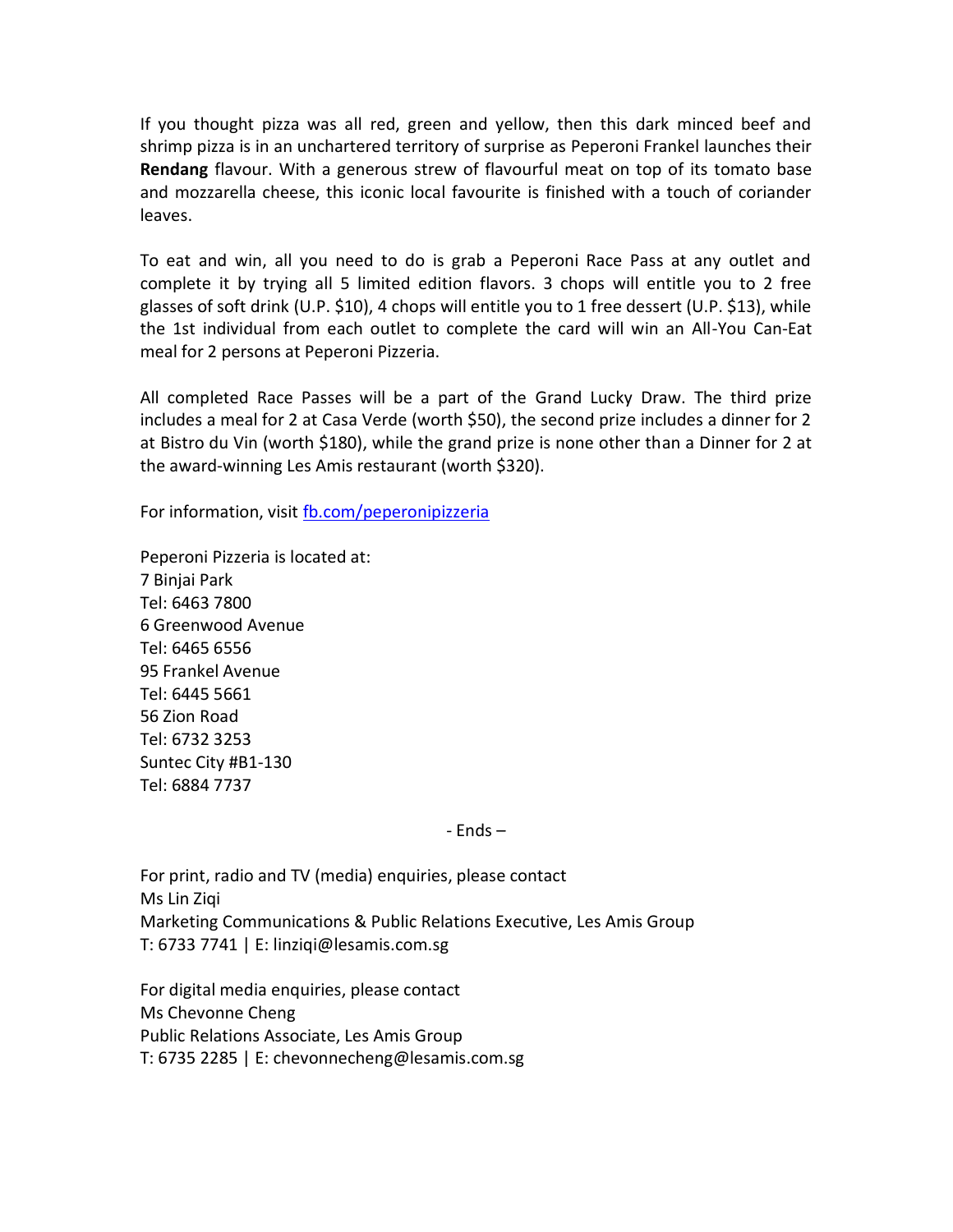If you thought pizza was all red, green and yellow, then this dark minced beef and shrimp pizza is in an unchartered territory of surprise as Peperoni Frankel launches their **Rendang** flavour. With a generous strew of flavourful meat on top of its tomato base and mozzarella cheese, this iconic local favourite is finished with a touch of coriander leaves.

To eat and win, all you need to do is grab a Peperoni Race Pass at any outlet and complete it by trying all 5 limited edition flavors. 3 chops will entitle you to 2 free glasses of soft drink (U.P. $10), 4 chops will entitle you to 1 free dessert (U.P. $13), while the 1st individual from each outlet to complete the card will win an All-You Can-Eat meal for 2 persons at Peperoni Pizzeria.

All completed Race Passes will be a part of the Grand Lucky Draw. The third prize includes a meal for 2 at Casa Verde (worth $50), the second prize includes a dinner for 2 at Bistro du Vin (worth $180), while the grand prize is none other than a Dinner for 2 at the award-winning Les Amis restaurant (worth $320).

For information, visit [fb.com/peperonipizzeria](fb.com/peperonipizzeria)

Peperoni Pizzeria is located at:
7 Binjai Park
Tel: 6463 7800
6 Greenwood Avenue
Tel: 6465 6556
95 Frankel Avenue
Tel: 6445 5661
56 Zion Road
Tel: 6732 3253
Suntec City #B1-130
Tel: 6884 7737

- Ends –

For print, radio and TV (media) enquiries, please contact
Ms Lin Ziqi
Marketing Communications & Public Relations Executive, Les Amis Group
T: 6733 7741 | E: linziqi@lesamis.com.sg

For digital media enquiries, please contact
Ms Chevonne Cheng
Public Relations Associate, Les Amis Group
T: 6735 2285 | E: chevonnecheng@lesamis.com.sg